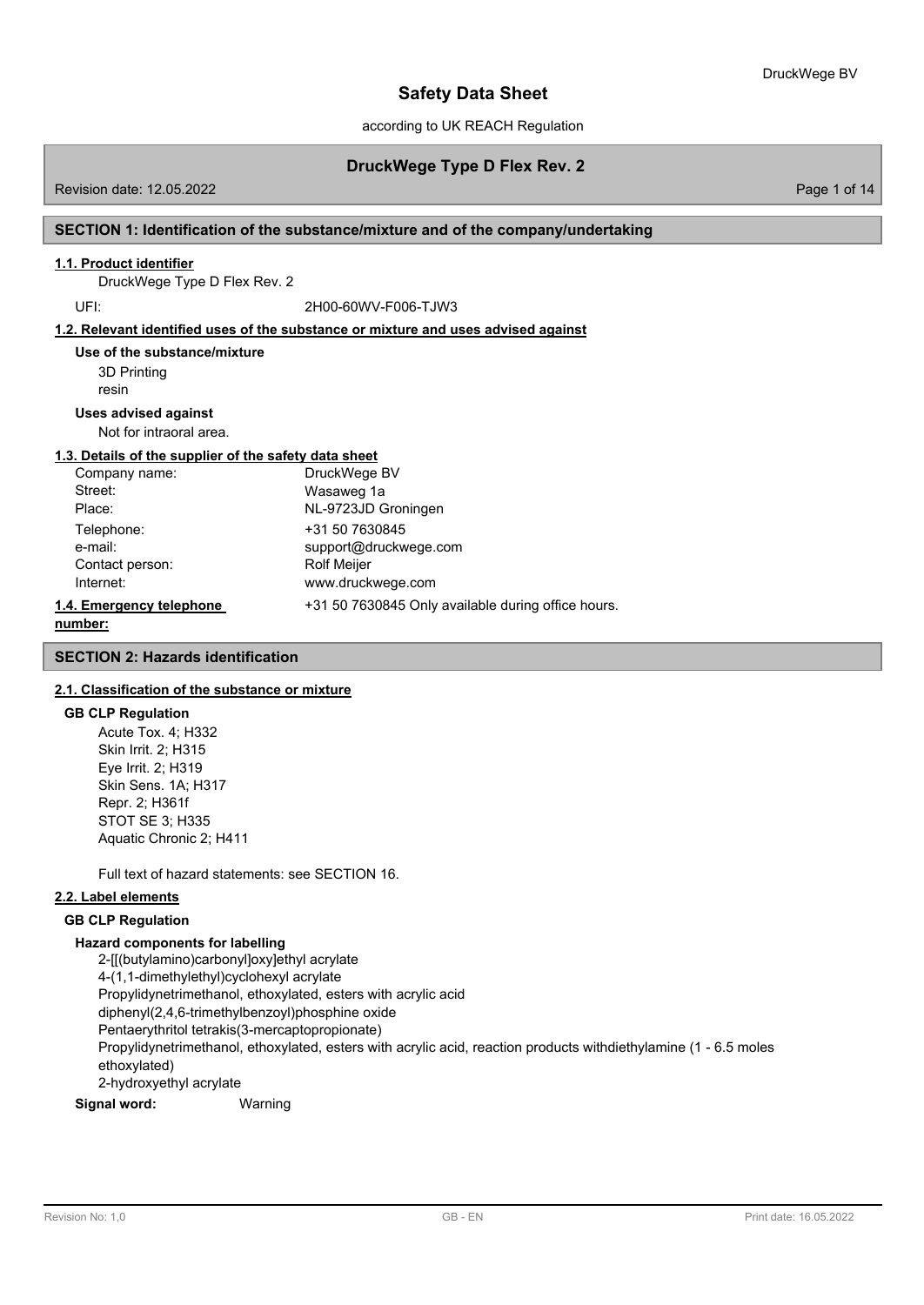# Safety Data Sheet

according to UK REACH Regulation

## DruckWege Type D Flex Rev. 2

Revision date: 12.05.2022

## SECTION 1: Identification of the substance/mixture and of the company/undertaking

### 1.1. Product identifier

DruckWege Type D Flex Rev. 2

UFI: 2H00-60WV-F006-TJW3

### 1.2. Relevant identified uses of the substance or mixture and uses advised against

**Use of the substance/mixture**

3D Printing
resin

**Uses advised against**

Not for intraoral area.

### 1.3. Details of the supplier of the safety data sheet

| | |
|---|---|
| Company name: | DruckWege BV |
| Street: | Wasaweg 1a |
| Place: | NL-9723JD Groningen |
| Telephone: | +31 50 7630845 |
| e-mail: | support@druckwege.com |
| Contact person: | Rolf Meijer |
| Internet: | www.druckwege.com |

### 1.4. Emergency telephone number:

+31 50 7630845 Only available during office hours.

## SECTION 2: Hazards identification

### 2.1. Classification of the substance or mixture

**GB CLP Regulation**

Acute Tox. 4; H332
Skin Irrit. 2; H315
Eye Irrit. 2; H319
Skin Sens. 1A; H317
Repr. 2; H361f
STOT SE 3; H335
Aquatic Chronic 2; H411

Full text of hazard statements: see SECTION 16.

### 2.2. Label elements

**GB CLP Regulation**

**Hazard components for labelling**

2-[[(butylamino)carbonyl]oxy]ethyl acrylate
4-(1,1-dimethylethyl)cyclohexyl acrylate
Propylidynetrimethanol, ethoxylated, esters with acrylic acid
diphenyl(2,4,6-trimethylbenzoyl)phosphine oxide
Pentaerythritol tetrakis(3-mercaptopropionate)
Propylidynetrimethanol, ethoxylated, esters with acrylic acid, reaction products withdiethylamine (1 - 6.5 moles ethoxylated)
2-hydroxyethyl acrylate

**Signal word:** Warning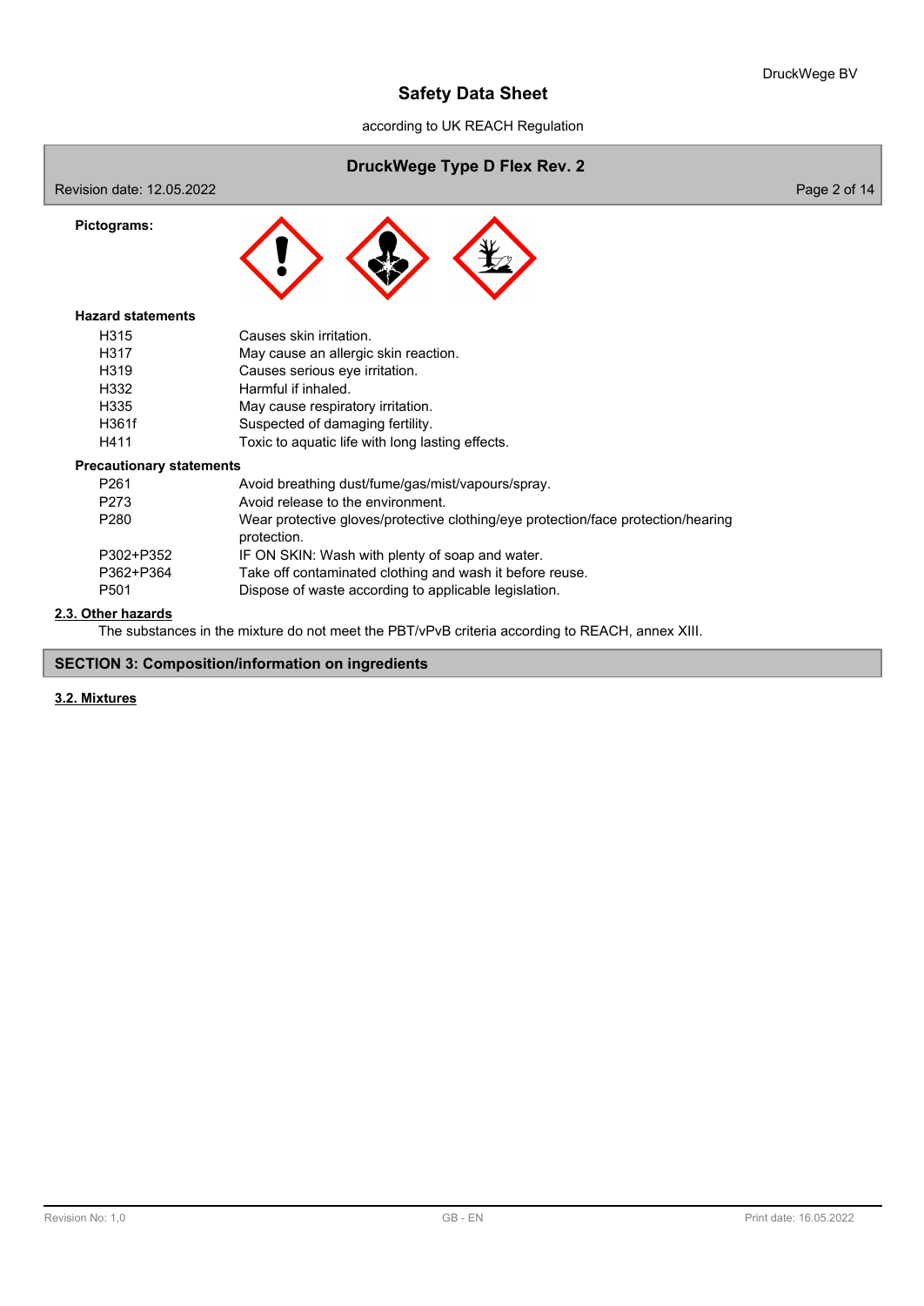**Pictograms:**

**Hazard statements**

| | |
|---|---|
| H315 | Causes skin irritation. |
| H317 | May cause an allergic skin reaction. |
| H319 | Causes serious eye irritation. |
| H332 | Harmful if inhaled. |
| H335 | May cause respiratory irritation. |
| H361f | Suspected of damaging fertility. |
| H411 | Toxic to aquatic life with long lasting effects. |

**Precautionary statements**

| | |
|---|---|
| P261 | Avoid breathing dust/fume/gas/mist/vapours/spray. |
| P273 | Avoid release to the environment. |
| P280 | Wear protective gloves/protective clothing/eye protection/face protection/hearing protection. |
| P302+P352 | IF ON SKIN: Wash with plenty of soap and water. |
| P362+P364 | Take off contaminated clothing and wash it before reuse. |
| P501 | Dispose of waste according to applicable legislation. |

### 2.3. Other hazards

The substances in the mixture do not meet the PBT/vPvB criteria according to REACH, annex XIII.

## SECTION 3: Composition/information on ingredients

### 3.2. Mixtures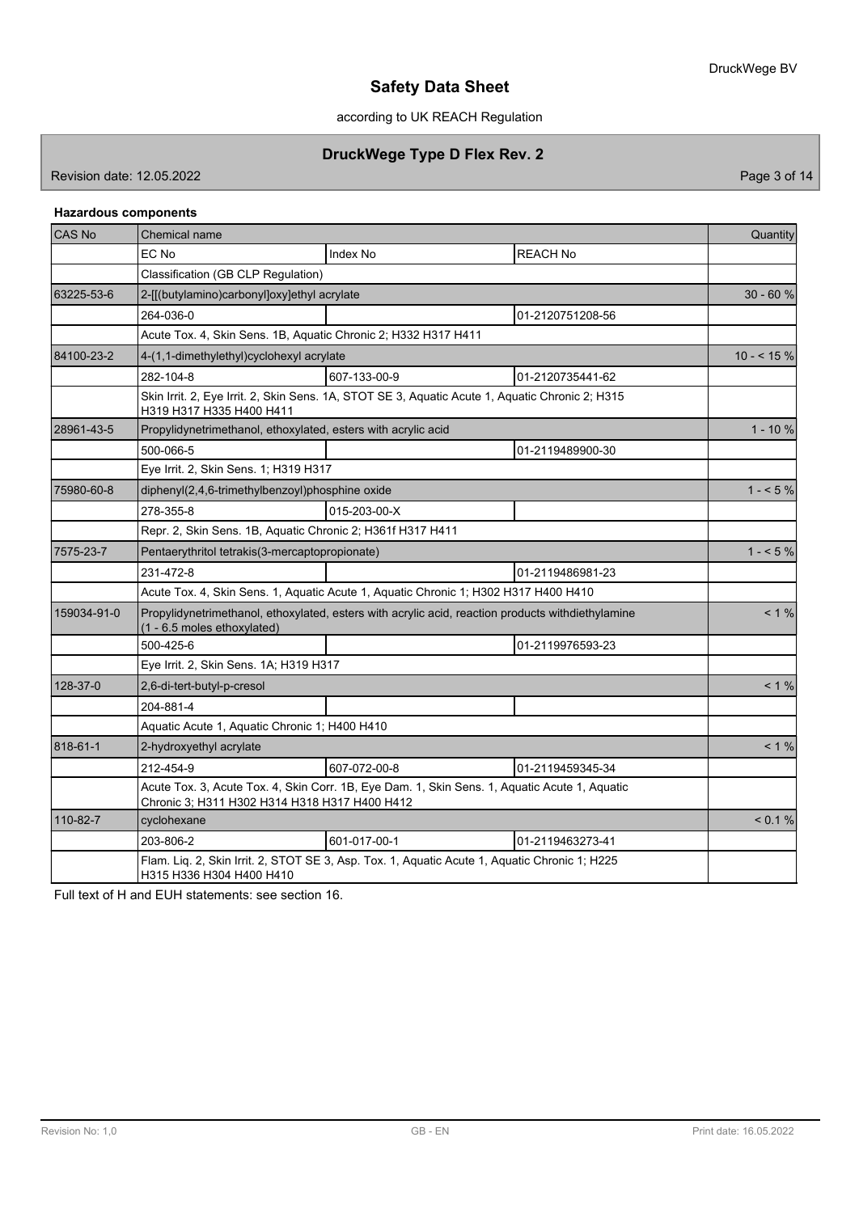**Hazardous components**

| CAS No | Chemical name | | | Quantity |
|---|---|---|---|---|
| | EC No | Index No | REACH No | |
| | Classification (GB CLP Regulation) | | | |
| 63225-53-6 | 2-[[(butylamino)carbonyl]oxy]ethyl acrylate | | | 30 - 60 % |
| | 264-036-0 | | 01-2120751208-56 | |
| | Acute Tox. 4, Skin Sens. 1B, Aquatic Chronic 2; H332 H317 H411 | | | |
| 84100-23-2 | 4-(1,1-dimethylethyl)cyclohexyl acrylate | | | 10 - < 15 % |
| | 282-104-8 | 607-133-00-9 | 01-2120735441-62 | |
| | Skin Irrit. 2, Eye Irrit. 2, Skin Sens. 1A, STOT SE 3, Aquatic Acute 1, Aquatic Chronic 2; H315 H319 H317 H335 H400 H411 | | | |
| 28961-43-5 | Propylidynetrimethanol, ethoxylated, esters with acrylic acid | | | 1 - 10 % |
| | 500-066-5 | | 01-2119489900-30 | |
| | Eye Irrit. 2, Skin Sens. 1; H319 H317 | | | |
| 75980-60-8 | diphenyl(2,4,6-trimethylbenzoyl)phosphine oxide | | | 1 - < 5 % |
| | 278-355-8 | 015-203-00-X | | |
| | Repr. 2, Skin Sens. 1B, Aquatic Chronic 2; H361f H317 H411 | | | |
| 7575-23-7 | Pentaerythritol tetrakis(3-mercaptopropionate) | | | 1 - < 5 % |
| | 231-472-8 | | 01-2119486981-23 | |
| | Acute Tox. 4, Skin Sens. 1, Aquatic Acute 1, Aquatic Chronic 1; H302 H317 H400 H410 | | | |
| 159034-91-0 | Propylidynetrimethanol, ethoxylated, esters with acrylic acid, reaction products withdiethylamine (1 - 6.5 moles ethoxylated) | | | < 1 % |
| | 500-425-6 | | 01-2119976593-23 | |
| | Eye Irrit. 2, Skin Sens. 1A; H319 H317 | | | |
| 128-37-0 | 2,6-di-tert-butyl-p-cresol | | | < 1 % |
| | 204-881-4 | | | |
| | Aquatic Acute 1, Aquatic Chronic 1; H400 H410 | | | |
| 818-61-1 | 2-hydroxyethyl acrylate | | | < 1 % |
| | 212-454-9 | 607-072-00-8 | 01-2119459345-34 | |
| | Acute Tox. 3, Acute Tox. 4, Skin Corr. 1B, Eye Dam. 1, Skin Sens. 1, Aquatic Acute 1, Aquatic Chronic 3; H311 H302 H314 H318 H317 H400 H412 | | | |
| 110-82-7 | cyclohexane | | | < 0.1 % |
| | 203-806-2 | 601-017-00-1 | 01-2119463273-41 | |
| | Flam. Liq. 2, Skin Irrit. 2, STOT SE 3, Asp. Tox. 1, Aquatic Acute 1, Aquatic Chronic 1; H225 H315 H336 H304 H400 H410 | | | |

Full text of H and EUH statements: see section 16.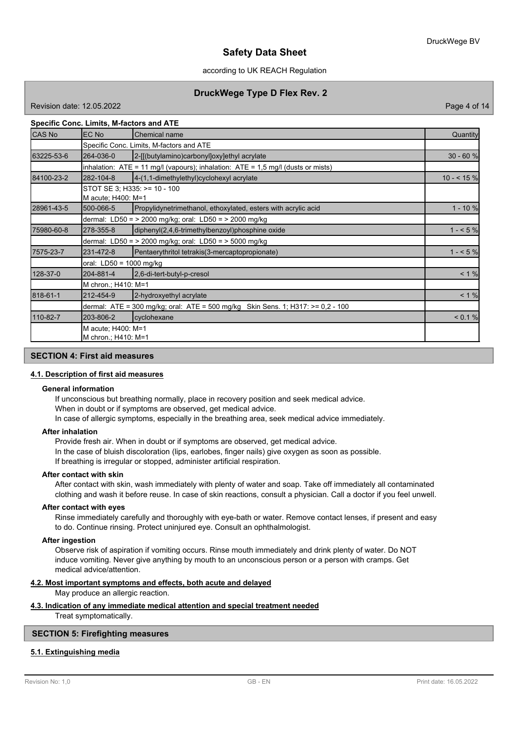**Specific Conc. Limits, M-factors and ATE**

| CAS No | EC No | Chemical name | Quantity |
|---|---|---|---|
| | Specific Conc. Limits, M-factors and ATE | | |
| 63225-53-6 | 264-036-0 | 2-[[(butylamino)carbonyl]oxy]ethyl acrylate | 30 - 60 % |
| | inhalation: ATE = 11 mg/l (vapours); inhalation: ATE = 1,5 mg/l (dusts or mists) | | |
| 84100-23-2 | 282-104-8 | 4-(1,1-dimethylethyl)cyclohexyl acrylate | 10 - < 15 % |
| | STOT SE 3; H335: >= 10 - 100<br>M acute; H400: M=1 | | |
| 28961-43-5 | 500-066-5 | Propylidynetrimethanol, ethoxylated, esters with acrylic acid | 1 - 10 % |
| | dermal: LD50 = > 2000 mg/kg; oral: LD50 = > 2000 mg/kg | | |
| 75980-60-8 | 278-355-8 | diphenyl(2,4,6-trimethylbenzoyl)phosphine oxide | 1 - < 5 % |
| | dermal: LD50 = > 2000 mg/kg; oral: LD50 = > 5000 mg/kg | | |
| 7575-23-7 | 231-472-8 | Pentaerythritol tetrakis(3-mercaptopropionate) | 1 - < 5 % |
| | oral: LD50 = 1000 mg/kg | | |
| 128-37-0 | 204-881-4 | 2,6-di-tert-butyl-p-cresol | < 1 % |
| | M chron.; H410: M=1 | | |
| 818-61-1 | 212-454-9 | 2-hydroxyethyl acrylate | < 1 % |
| | dermal: ATE = 300 mg/kg; oral: ATE = 500 mg/kg Skin Sens. 1; H317: >= 0,2 - 100 | | |
| 110-82-7 | 203-806-2 | cyclohexane | < 0.1 % |
| | M acute; H400: M=1<br>M chron.; H410: M=1 | | |

## SECTION 4: First aid measures

### 4.1. Description of first aid measures

**General information**

If unconscious but breathing normally, place in recovery position and seek medical advice.
When in doubt or if symptoms are observed, get medical advice.
In case of allergic symptoms, especially in the breathing area, seek medical advice immediately.

**After inhalation**

Provide fresh air. When in doubt or if symptoms are observed, get medical advice.
In the case of bluish discoloration (lips, earlobes, finger nails) give oxygen as soon as possible.
If breathing is irregular or stopped, administer artificial respiration.

**After contact with skin**

After contact with skin, wash immediately with plenty of water and soap. Take off immediately all contaminated clothing and wash it before reuse. In case of skin reactions, consult a physician. Call a doctor if you feel unwell.

**After contact with eyes**

Rinse immediately carefully and thoroughly with eye-bath or water. Remove contact lenses, if present and easy to do. Continue rinsing. Protect uninjured eye. Consult an ophthalmologist.

**After ingestion**

Observe risk of aspiration if vomiting occurs. Rinse mouth immediately and drink plenty of water. Do NOT induce vomiting. Never give anything by mouth to an unconscious person or a person with cramps. Get medical advice/attention.

### 4.2. Most important symptoms and effects, both acute and delayed

May produce an allergic reaction.

### 4.3. Indication of any immediate medical attention and special treatment needed

Treat symptomatically.

## SECTION 5: Firefighting measures

### 5.1. Extinguishing media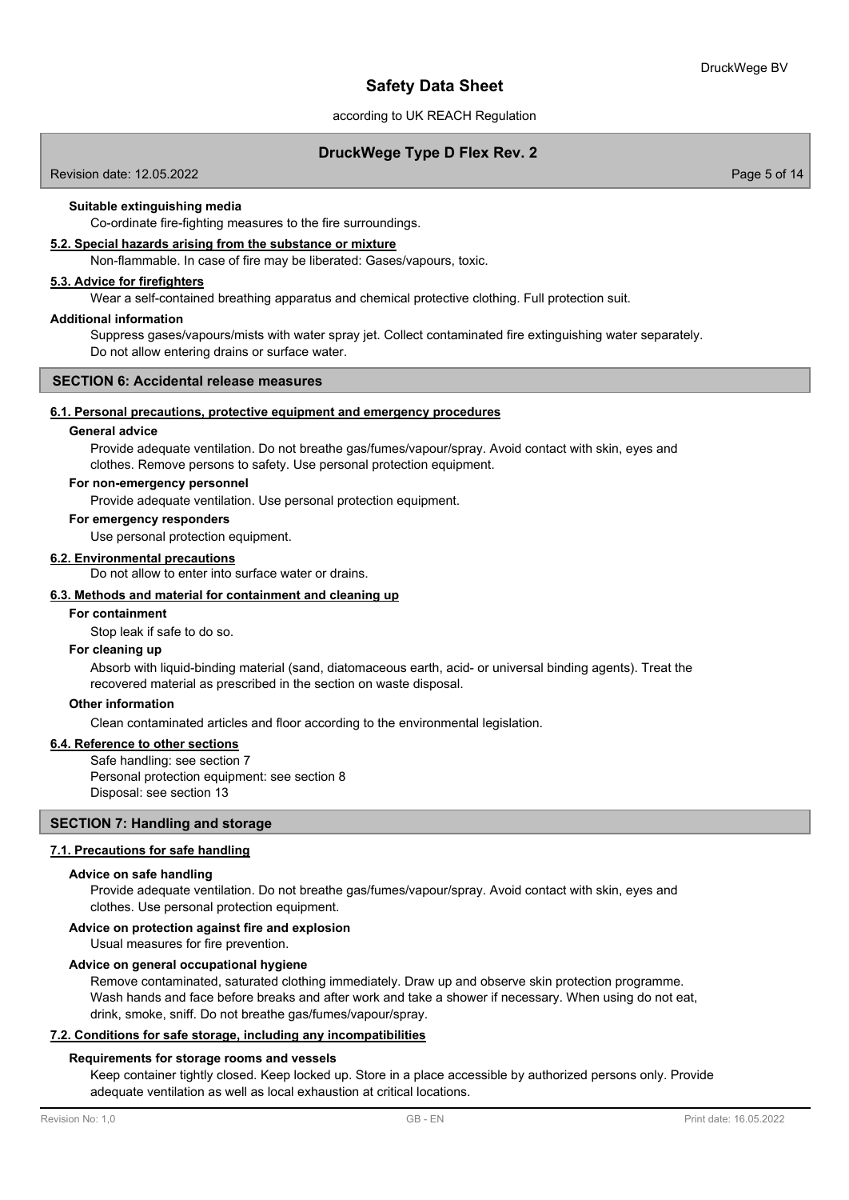#### Suitable extinguishing media

Co-ordinate fire-fighting measures to the fire surroundings.

#### 5.2. Special hazards arising from the substance or mixture

Non-flammable. In case of fire may be liberated: Gases/vapours, toxic.

#### 5.3. Advice for firefighters

Wear a self-contained breathing apparatus and chemical protective clothing. Full protection suit.

#### Additional information

Suppress gases/vapours/mists with water spray jet. Collect contaminated fire extinguishing water separately. Do not allow entering drains or surface water.

## SECTION 6: Accidental release measures

### 6.1. Personal precautions, protective equipment and emergency procedures

#### General advice

Provide adequate ventilation. Do not breathe gas/fumes/vapour/spray. Avoid contact with skin, eyes and clothes. Remove persons to safety. Use personal protection equipment.

#### For non-emergency personnel

Provide adequate ventilation. Use personal protection equipment.

#### For emergency responders

Use personal protection equipment.

### 6.2. Environmental precautions

Do not allow to enter into surface water or drains.

### 6.3. Methods and material for containment and cleaning up

#### For containment

Stop leak if safe to do so.

#### For cleaning up

Absorb with liquid-binding material (sand, diatomaceous earth, acid- or universal binding agents). Treat the recovered material as prescribed in the section on waste disposal.

#### Other information

Clean contaminated articles and floor according to the environmental legislation.

### 6.4. Reference to other sections

Safe handling: see section 7
Personal protection equipment: see section 8
Disposal: see section 13

## SECTION 7: Handling and storage

### 7.1. Precautions for safe handling

#### Advice on safe handling

Provide adequate ventilation. Do not breathe gas/fumes/vapour/spray. Avoid contact with skin, eyes and clothes. Use personal protection equipment.

#### Advice on protection against fire and explosion

Usual measures for fire prevention.

#### Advice on general occupational hygiene

Remove contaminated, saturated clothing immediately. Draw up and observe skin protection programme. Wash hands and face before breaks and after work and take a shower if necessary. When using do not eat, drink, smoke, sniff. Do not breathe gas/fumes/vapour/spray.

### 7.2. Conditions for safe storage, including any incompatibilities

#### Requirements for storage rooms and vessels

Keep container tightly closed. Keep locked up. Store in a place accessible by authorized persons only. Provide adequate ventilation as well as local exhaustion at critical locations.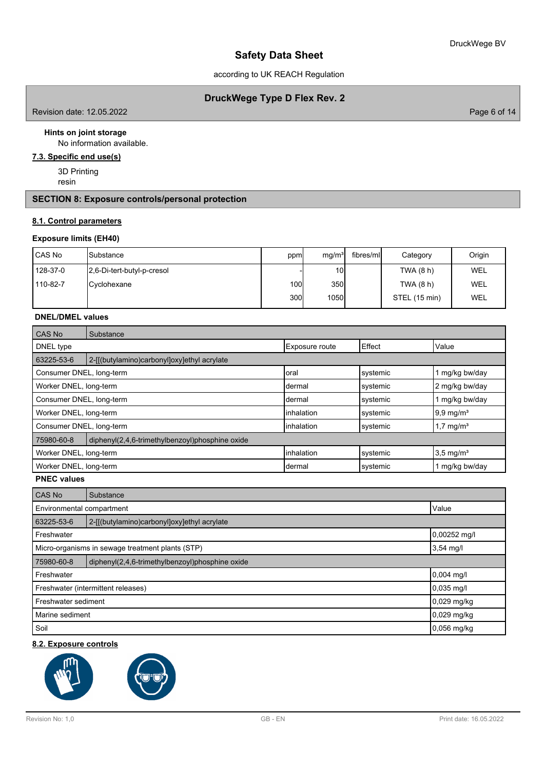**Hints on joint storage**

No information available.

**7.3. Specific end use(s)**

3D Printing
resin

## SECTION 8: Exposure controls/personal protection

**8.1. Control parameters**

**Exposure limits (EH40)**

| CAS No | Substance | ppm | mg/m³ | fibres/ml | Category | Origin |
|---|---|---|---|---|---|---|
| 128-37-0 | 2,6-Di-tert-butyl-p-cresol | - | 10 | | TWA (8 h) | WEL |
| 110-82-7 | Cyclohexane | 100 | 350 | | TWA (8 h) | WEL |
| | | 300 | 1050 | | STEL (15 min) | WEL |

**DNEL/DMEL values**

| CAS No | Substance | | |
|---|---|---|---|
| DNEL type | Exposure route | Effect | Value |
| 63225-53-6 | 2-[[(butylamino)carbonyl]oxy]ethyl acrylate | | |
| Consumer DNEL, long-term | oral | systemic | 1 mg/kg bw/day |
| Worker DNEL, long-term | dermal | systemic | 2 mg/kg bw/day |
| Consumer DNEL, long-term | dermal | systemic | 1 mg/kg bw/day |
| Worker DNEL, long-term | inhalation | systemic | 9,9 mg/m³ |
| Consumer DNEL, long-term | inhalation | systemic | 1,7 mg/m³ |
| 75980-60-8 | diphenyl(2,4,6-trimethylbenzoyl)phosphine oxide | | |
| Worker DNEL, long-term | inhalation | systemic | 3,5 mg/m³ |
| Worker DNEL, long-term | dermal | systemic | 1 mg/kg bw/day |

**PNEC values**

| CAS No | Substance |
|---|---|
| Environmental compartment | Value |
| 63225-53-6 | 2-[[(butylamino)carbonyl]oxy]ethyl acrylate |
| Freshwater | 0,00252 mg/l |
| Micro-organisms in sewage treatment plants (STP) | 3,54 mg/l |
| 75980-60-8 | diphenyl(2,4,6-trimethylbenzoyl)phosphine oxide |
| Freshwater | 0,004 mg/l |
| Freshwater (intermittent releases) | 0,035 mg/l |
| Freshwater sediment | 0,029 mg/kg |
| Marine sediment | 0,029 mg/kg |
| Soil | 0,056 mg/kg |

**8.2. Exposure controls**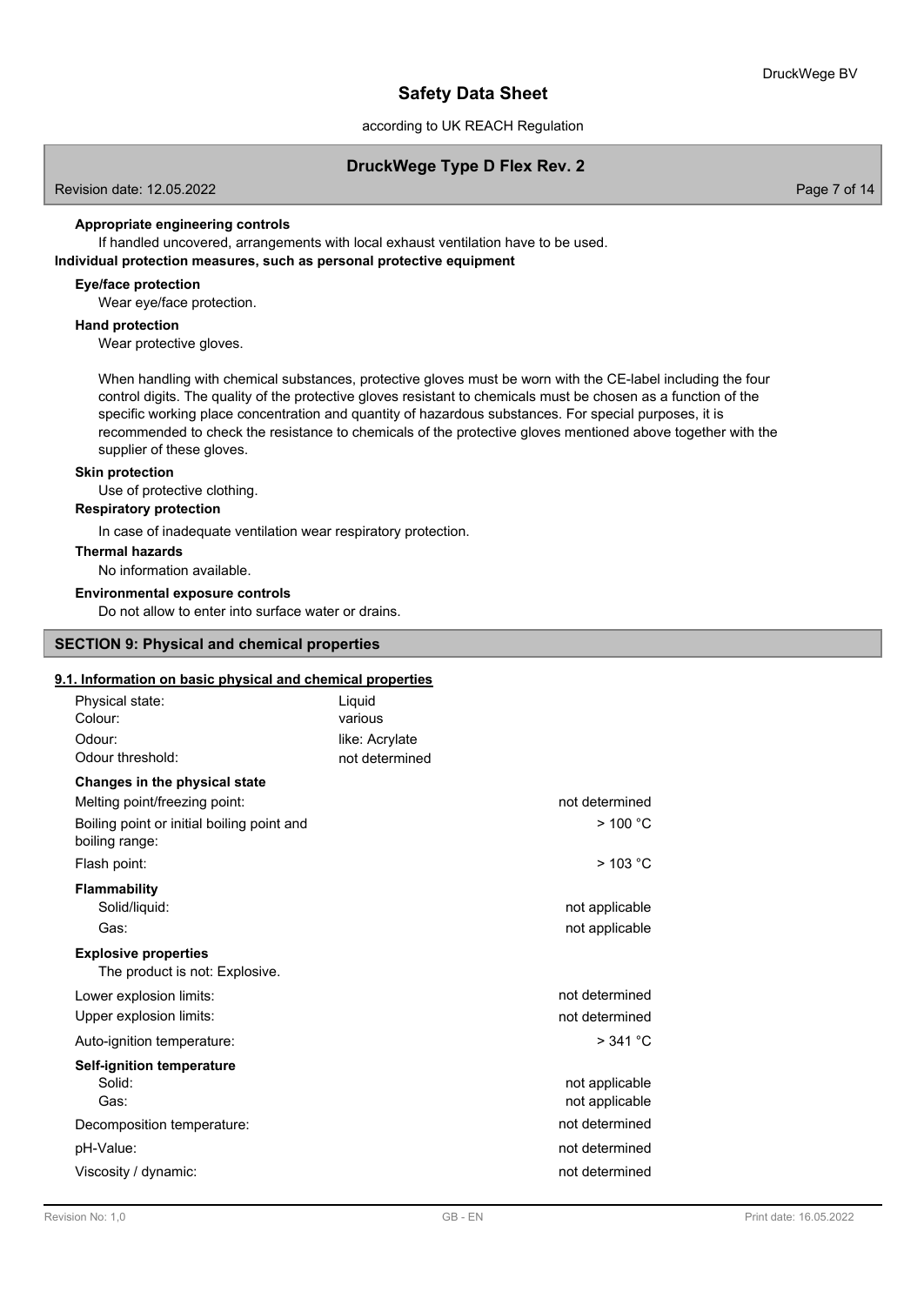**Appropriate engineering controls**

If handled uncovered, arrangements with local exhaust ventilation have to be used.

**Individual protection measures, such as personal protective equipment**

**Eye/face protection**

Wear eye/face protection.

**Hand protection**

Wear protective gloves.

When handling with chemical substances, protective gloves must be worn with the CE-label including the four control digits. The quality of the protective gloves resistant to chemicals must be chosen as a function of the specific working place concentration and quantity of hazardous substances. For special purposes, it is recommended to check the resistance to chemicals of the protective gloves mentioned above together with the supplier of these gloves.

**Skin protection**

Use of protective clothing.

**Respiratory protection**

In case of inadequate ventilation wear respiratory protection.

**Thermal hazards**

No information available.

**Environmental exposure controls**

Do not allow to enter into surface water or drains.

## SECTION 9: Physical and chemical properties

### 9.1. Information on basic physical and chemical properties

| | |
|---|---|
| Physical state: | Liquid |
| Colour: | various |
| Odour: | like: Acrylate |
| Odour threshold: | not determined |

**Changes in the physical state**

| | |
|---|---|
| Melting point/freezing point: | not determined |
| Boiling point or initial boiling point and boiling range: | > 100 °C |
| Flash point: | > 103 °C |

**Flammability**

| | |
|---|---|
| Solid/liquid: | not applicable |
| Gas: | not applicable |

**Explosive properties**

The product is not: Explosive.

| | |
|---|---|
| Lower explosion limits: | not determined |
| Upper explosion limits: | not determined |
| Auto-ignition temperature: | > 341 °C |

**Self-ignition temperature**

| | |
|---|---|
| Solid: | not applicable |
| Gas: | not applicable |
| Decomposition temperature: | not determined |
| pH-Value: | not determined |
| Viscosity / dynamic: | not determined |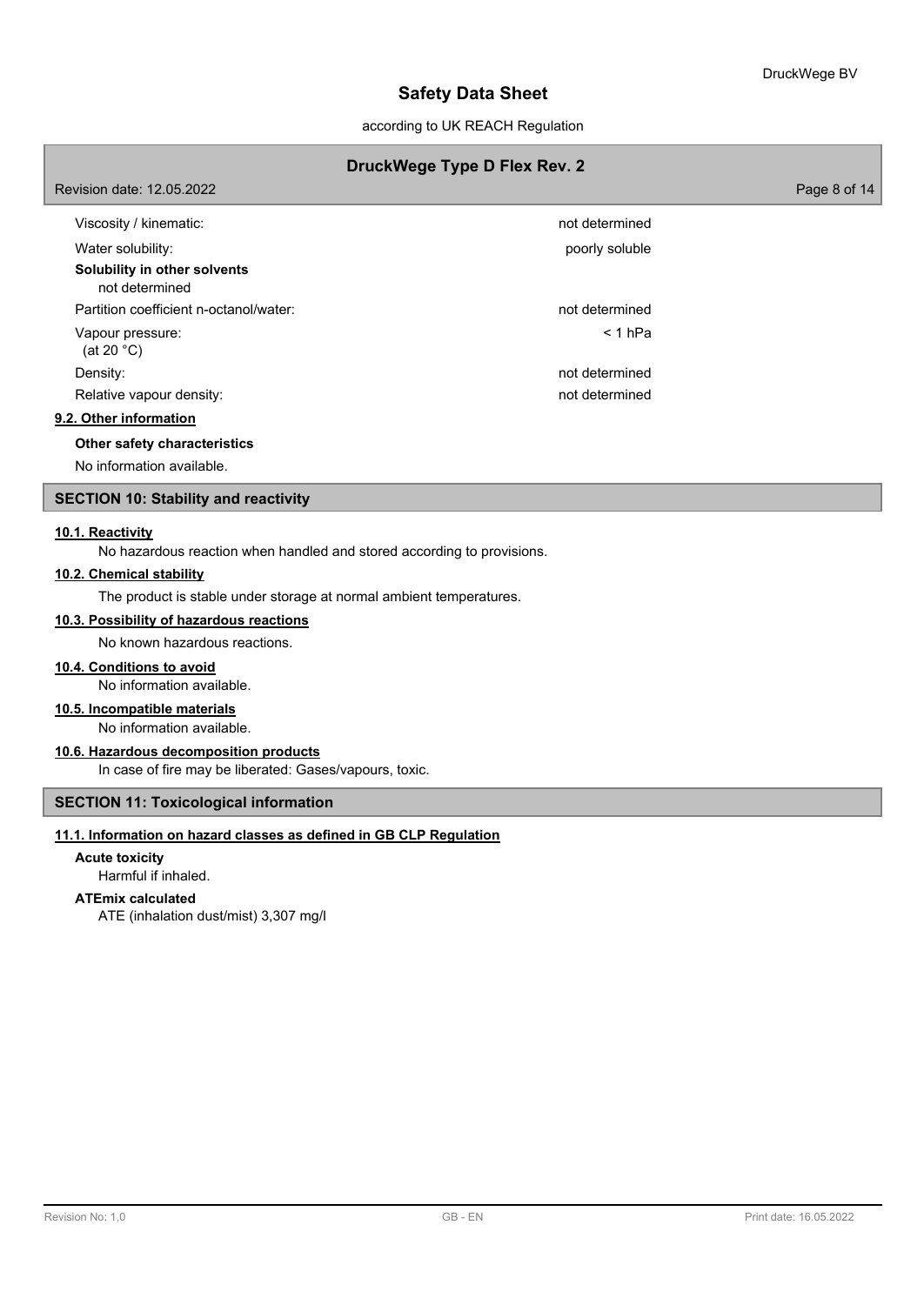| | |
|---|---|
| Viscosity / kinematic: | not determined |
| Water solubility: | poorly soluble |

**Solubility in other solvents**

not determined

| | |
|---|---|
| Partition coefficient n-octanol/water: | not determined |
| Vapour pressure: (at 20 °C) | < 1 hPa |
| Density: | not determined |
| Relative vapour density: | not determined |

### 9.2. Other information

**Other safety characteristics**

No information available.

## SECTION 10: Stability and reactivity

### 10.1. Reactivity

No hazardous reaction when handled and stored according to provisions.

### 10.2. Chemical stability

The product is stable under storage at normal ambient temperatures.

### 10.3. Possibility of hazardous reactions

No known hazardous reactions.

### 10.4. Conditions to avoid

No information available.

### 10.5. Incompatible materials

No information available.

### 10.6. Hazardous decomposition products

In case of fire may be liberated: Gases/vapours, toxic.

## SECTION 11: Toxicological information

### 11.1. Information on hazard classes as defined in GB CLP Regulation

**Acute toxicity**

Harmful if inhaled.

**ATEmix calculated**

ATE (inhalation dust/mist) 3,307 mg/l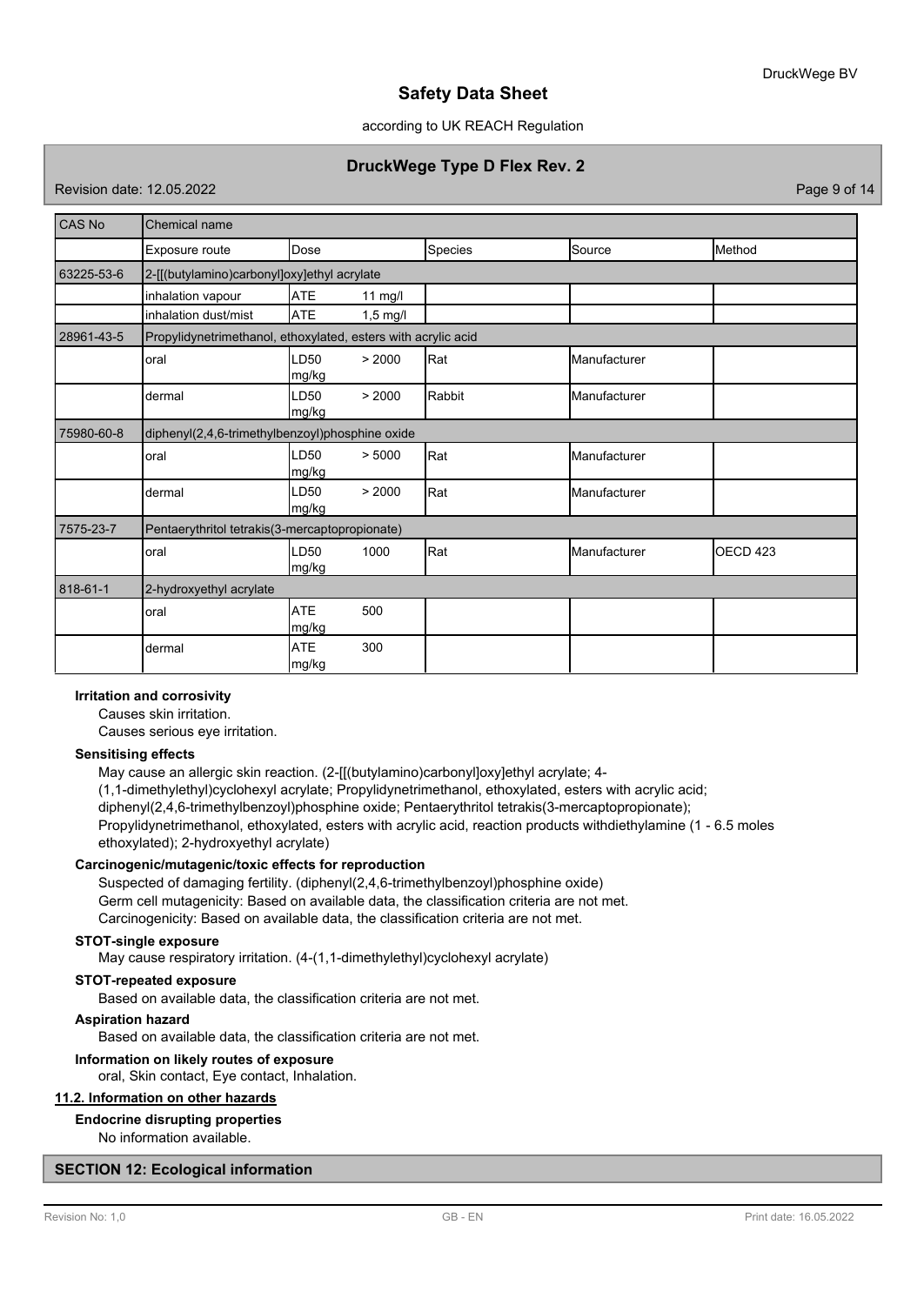| CAS No | Chemical name | | | | |
|---|---|---|---|---|---|
| | Exposure route | Dose | Species | Source | Method |
| 63225-53-6 | 2-[[(butylamino)carbonyl]oxy]ethyl acrylate | | | | |
| | inhalation vapour | ATE 11 mg/l | | | |
| | inhalation dust/mist | ATE 1,5 mg/l | | | |
| 28961-43-5 | Propylidynetrimethanol, ethoxylated, esters with acrylic acid | | | | |
| | oral | LD50 > 2000 mg/kg | Rat | Manufacturer | |
| | dermal | LD50 > 2000 mg/kg | Rabbit | Manufacturer | |
| 75980-60-8 | diphenyl(2,4,6-trimethylbenzoyl)phosphine oxide | | | | |
| | oral | LD50 > 5000 mg/kg | Rat | Manufacturer | |
| | dermal | LD50 > 2000 mg/kg | Rat | Manufacturer | |
| 7575-23-7 | Pentaerythritol tetrakis(3-mercaptopropionate) | | | | |
| | oral | LD50 1000 mg/kg | Rat | Manufacturer | OECD 423 |
| 818-61-1 | 2-hydroxyethyl acrylate | | | | |
| | oral | ATE 500 mg/kg | | | |
| | dermal | ATE 300 mg/kg | | | |

**Irritation and corrosivity**

Causes skin irritation.
Causes serious eye irritation.

**Sensitising effects**

May cause an allergic skin reaction. (2-[[(butylamino)carbonyl]oxy]ethyl acrylate; 4-(1,1-dimethylethyl)cyclohexyl acrylate; Propylidynetrimethanol, ethoxylated, esters with acrylic acid; diphenyl(2,4,6-trimethylbenzoyl)phosphine oxide; Pentaerythritol tetrakis(3-mercaptopropionate); Propylidynetrimethanol, ethoxylated, esters with acrylic acid, reaction products withdiethylamine (1 - 6.5 moles ethoxylated); 2-hydroxyethyl acrylate)

**Carcinogenic/mutagenic/toxic effects for reproduction**

Suspected of damaging fertility. (diphenyl(2,4,6-trimethylbenzoyl)phosphine oxide)
Germ cell mutagenicity: Based on available data, the classification criteria are not met.
Carcinogenicity: Based on available data, the classification criteria are not met.

**STOT-single exposure**

May cause respiratory irritation. (4-(1,1-dimethylethyl)cyclohexyl acrylate)

**STOT-repeated exposure**

Based on available data, the classification criteria are not met.

**Aspiration hazard**

Based on available data, the classification criteria are not met.

**Information on likely routes of exposure**

oral, Skin contact, Eye contact, Inhalation.

**11.2. Information on other hazards**

**Endocrine disrupting properties**

No information available.

## SECTION 12: Ecological information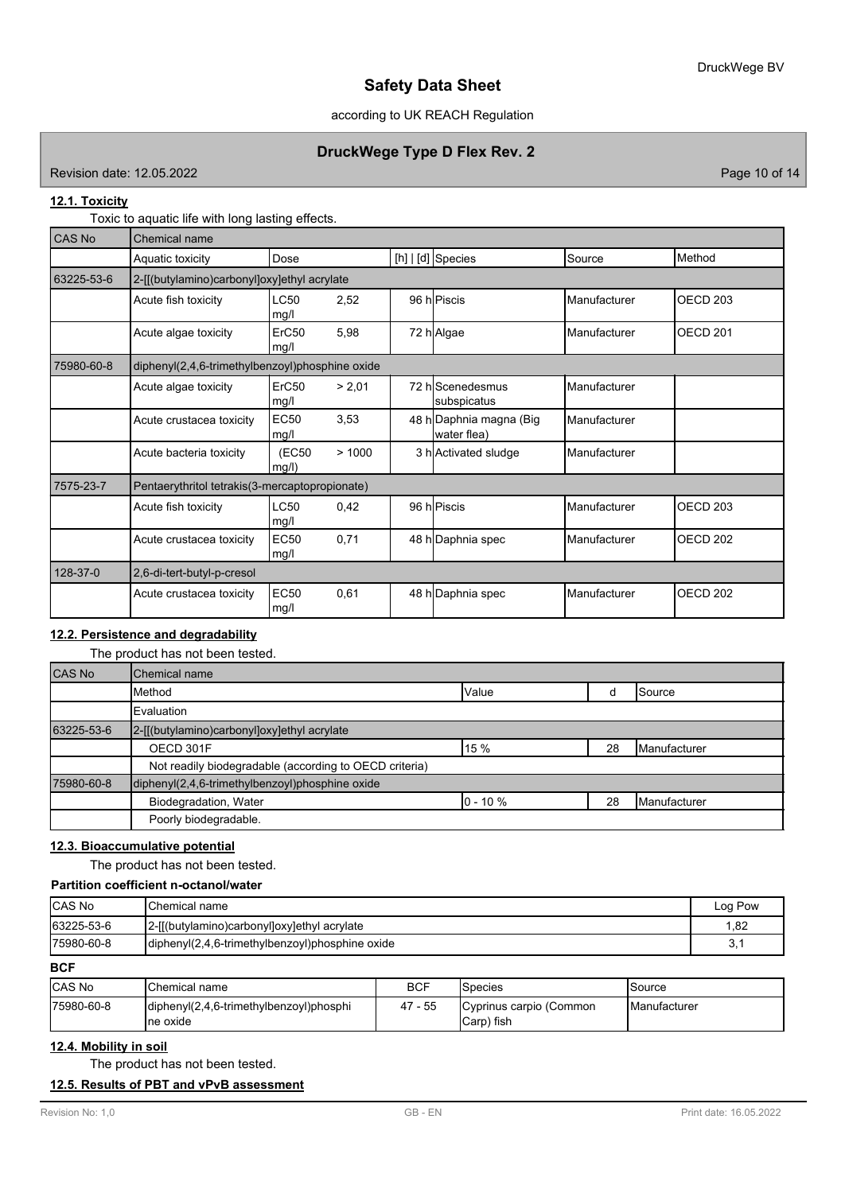### 12.1. Toxicity

Toxic to aquatic life with long lasting effects.

| CAS No | Chemical name | | | | | | |
|---|---|---|---|---|---|---|---|
| | Aquatic toxicity | Dose | | [h] \| [d] | Species | Source | Method |
| 63225-53-6 | 2-[[(butylamino)carbonyl]oxy]ethyl acrylate | | | | | | |
| | Acute fish toxicity | LC50 mg/l | 2,52 | 96 h | Piscis | Manufacturer | OECD 203 |
| | Acute algae toxicity | ErC50 mg/l | 5,98 | 72 h | Algae | Manufacturer | OECD 201 |
| 75980-60-8 | diphenyl(2,4,6-trimethylbenzoyl)phosphine oxide | | | | | | |
| | Acute algae toxicity | ErC50 mg/l | > 2,01 | 72 h | Scenedesmus subspicatus | Manufacturer | |
| | Acute crustacea toxicity | EC50 mg/l | 3,53 | 48 h | Daphnia magna (Big water flea) | Manufacturer | |
| | Acute bacteria toxicity | (EC50 mg/l) | > 1000 | 3 h | Activated sludge | Manufacturer | |
| 7575-23-7 | Pentaerythritol tetrakis(3-mercaptopropionate) | | | | | | |
| | Acute fish toxicity | LC50 mg/l | 0,42 | 96 h | Piscis | Manufacturer | OECD 203 |
| | Acute crustacea toxicity | EC50 mg/l | 0,71 | 48 h | Daphnia spec | Manufacturer | OECD 202 |
| 128-37-0 | 2,6-di-tert-butyl-p-cresol | | | | | | |
| | Acute crustacea toxicity | EC50 mg/l | 0,61 | 48 h | Daphnia spec | Manufacturer | OECD 202 |

### 12.2. Persistence and degradability

The product has not been tested.

| CAS No | Chemical name | | | |
|---|---|---|---|---|
| | Method | Value | d | Source |
| | Evaluation | | | |
| 63225-53-6 | 2-[[(butylamino)carbonyl]oxy]ethyl acrylate | | | |
| | OECD 301F | 15 % | 28 | Manufacturer |
| | Not readily biodegradable (according to OECD criteria) | | | |
| 75980-60-8 | diphenyl(2,4,6-trimethylbenzoyl)phosphine oxide | | | |
| | Biodegradation, Water | 0 - 10 % | 28 | Manufacturer |
| | Poorly biodegradable. | | | |

### 12.3. Bioaccumulative potential

The product has not been tested.

**Partition coefficient n-octanol/water**

| CAS No | Chemical name | Log Pow |
|---|---|---|
| 63225-53-6 | 2-[[(butylamino)carbonyl]oxy]ethyl acrylate | 1,82 |
| 75980-60-8 | diphenyl(2,4,6-trimethylbenzoyl)phosphine oxide | 3,1 |

**BCF**

| CAS No | Chemical name | BCF | Species | Source |
|---|---|---|---|---|
| 75980-60-8 | diphenyl(2,4,6-trimethylbenzoyl)phosphine oxide | 47 - 55 | Cyprinus carpio (Common Carp) fish | Manufacturer |

### 12.4. Mobility in soil

The product has not been tested.

### 12.5. Results of PBT and vPvB assessment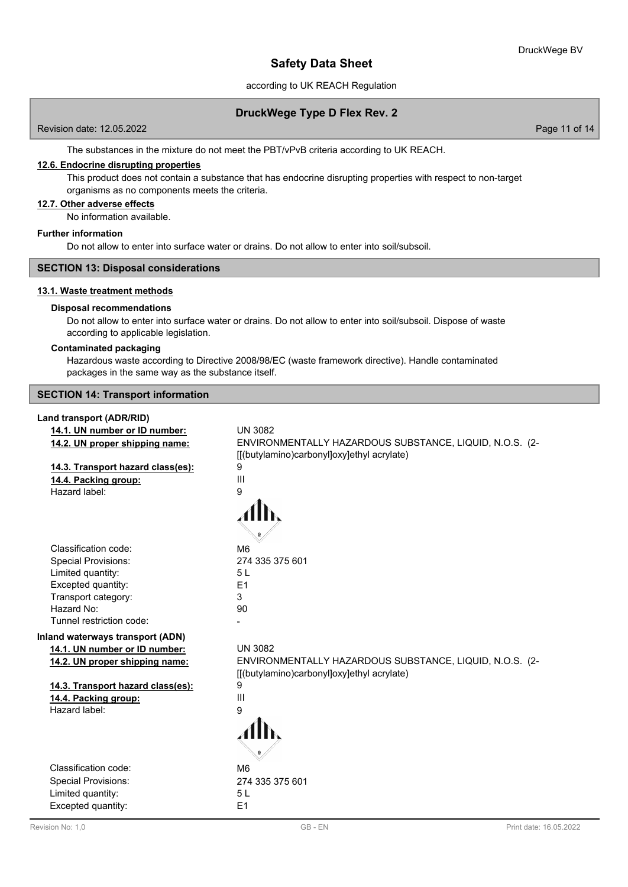The substances in the mixture do not meet the PBT/vPvB criteria according to UK REACH.

### 12.6. Endocrine disrupting properties

This product does not contain a substance that has endocrine disrupting properties with respect to non-target organisms as no components meets the criteria.

### 12.7. Other adverse effects

No information available.

**Further information**

Do not allow to enter into surface water or drains. Do not allow to enter into soil/subsoil.

## SECTION 13: Disposal considerations

### 13.1. Waste treatment methods

**Disposal recommendations**

Do not allow to enter into surface water or drains. Do not allow to enter into soil/subsoil. Dispose of waste according to applicable legislation.

**Contaminated packaging**

Hazardous waste according to Directive 2008/98/EC (waste framework directive). Handle contaminated packages in the same way as the substance itself.

## SECTION 14: Transport information

**Land transport (ADR/RID)**

| | |
|---|---|
| **14.1. UN number or ID number:** | UN 3082 |
| **14.2. UN proper shipping name:** | ENVIRONMENTALLY HAZARDOUS SUBSTANCE, LIQUID, N.O.S. (2-[[(butylamino)carbonyl]oxy]ethyl acrylate) |
| **14.3. Transport hazard class(es):** | 9 |
| **14.4. Packing group:** | III |
| Hazard label: | 9 |
| Classification code: | M6 |
| Special Provisions: | 274 335 375 601 |
| Limited quantity: | 5 L |
| Excepted quantity: | E1 |
| Transport category: | 3 |
| Hazard No: | 90 |
| Tunnel restriction code: | - |

**Inland waterways transport (ADN)**

| | |
|---|---|
| **14.1. UN number or ID number:** | UN 3082 |
| **14.2. UN proper shipping name:** | ENVIRONMENTALLY HAZARDOUS SUBSTANCE, LIQUID, N.O.S. (2-[[(butylamino)carbonyl]oxy]ethyl acrylate) |
| **14.3. Transport hazard class(es):** | 9 |
| **14.4. Packing group:** | III |
| Hazard label: | 9 |
| Classification code: | M6 |
| Special Provisions: | 274 335 375 601 |
| Limited quantity: | 5 L |
| Excepted quantity: | E1 |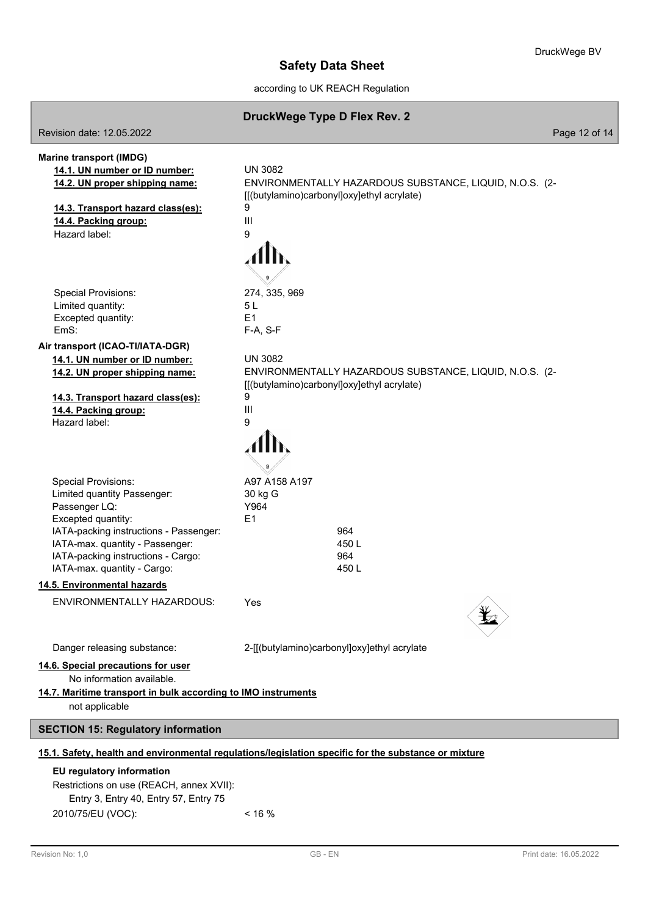**Marine transport (IMDG)**

| | |
|---|---|
| **14.1. UN number or ID number:** | UN 3082 |
| **14.2. UN proper shipping name:** | ENVIRONMENTALLY HAZARDOUS SUBSTANCE, LIQUID, N.O.S. (2-[[(butylamino)carbonyl]oxy]ethyl acrylate) |
| **14.3. Transport hazard class(es):** | 9 |
| **14.4. Packing group:** | III |
| Hazard label: | 9 |
| Special Provisions: | 274, 335, 969 |
| Limited quantity: | 5 L |
| Excepted quantity: | E1 |
| EmS: | F-A, S-F |

**Air transport (ICAO-TI/IATA-DGR)**

| | |
|---|---|
| **14.1. UN number or ID number:** | UN 3082 |
| **14.2. UN proper shipping name:** | ENVIRONMENTALLY HAZARDOUS SUBSTANCE, LIQUID, N.O.S. (2-[[(butylamino)carbonyl]oxy]ethyl acrylate) |
| **14.3. Transport hazard class(es):** | 9 |
| **14.4. Packing group:** | III |
| Hazard label: | 9 |
| Special Provisions: | A97 A158 A197 |
| Limited quantity Passenger: | 30 kg G |
| Passenger LQ: | Y964 |
| Excepted quantity: | E1 |
| IATA-packing instructions - Passenger: | 964 |
| IATA-max. quantity - Passenger: | 450 L |
| IATA-packing instructions - Cargo: | 964 |
| IATA-max. quantity - Cargo: | 450 L |

**14.5. Environmental hazards**

ENVIRONMENTALLY HAZARDOUS: Yes

Danger releasing substance: 2-[[(butylamino)carbonyl]oxy]ethyl acrylate

**14.6. Special precautions for user**

No information available.

**14.7. Maritime transport in bulk according to IMO instruments**

not applicable

## SECTION 15: Regulatory information

**15.1. Safety, health and environmental regulations/legislation specific for the substance or mixture**

**EU regulatory information**

Restrictions on use (REACH, annex XVII):

Entry 3, Entry 40, Entry 57, Entry 75

2010/75/EU (VOC): < 16 %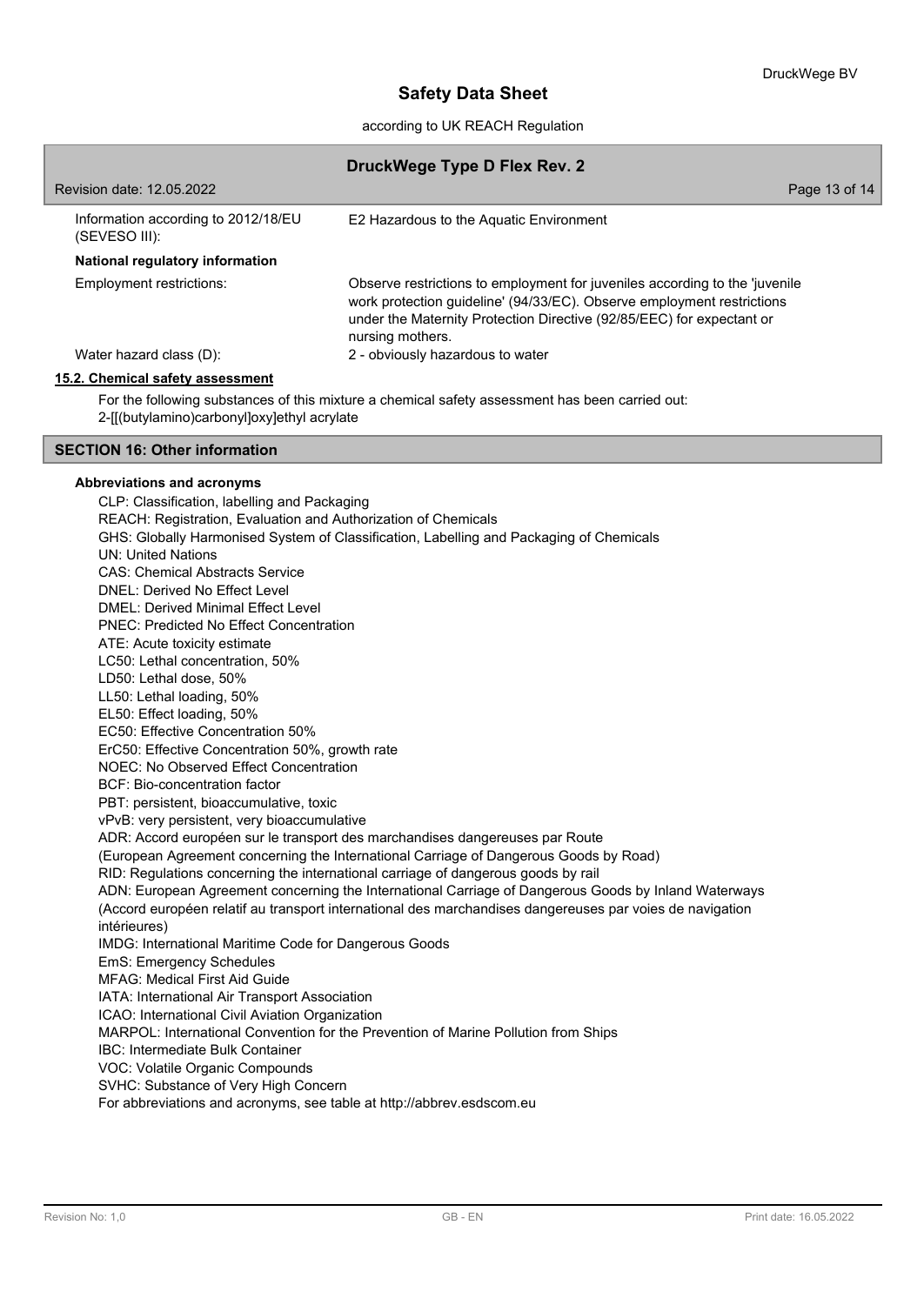| | |
|---|---|
| Information according to 2012/18/EU (SEVESO III): | E2 Hazardous to the Aquatic Environment |

**National regulatory information**

| | |
|---|---|
| Employment restrictions: | Observe restrictions to employment for juveniles according to the 'juvenile work protection guideline' (94/33/EC). Observe employment restrictions under the Maternity Protection Directive (92/85/EEC) for expectant or nursing mothers. |
| Water hazard class (D): | 2 - obviously hazardous to water |

### 15.2. Chemical safety assessment

For the following substances of this mixture a chemical safety assessment has been carried out:
2-[[(butylamino)carbonyl]oxy]ethyl acrylate

## SECTION 16: Other information

**Abbreviations and acronyms**

CLP: Classification, labelling and Packaging
REACH: Registration, Evaluation and Authorization of Chemicals
GHS: Globally Harmonised System of Classification, Labelling and Packaging of Chemicals
UN: United Nations
CAS: Chemical Abstracts Service
DNEL: Derived No Effect Level
DMEL: Derived Minimal Effect Level
PNEC: Predicted No Effect Concentration
ATE: Acute toxicity estimate
LC50: Lethal concentration, 50%
LD50: Lethal dose, 50%
LL50: Lethal loading, 50%
EL50: Effect loading, 50%
EC50: Effective Concentration 50%
ErC50: Effective Concentration 50%, growth rate
NOEC: No Observed Effect Concentration
BCF: Bio-concentration factor
PBT: persistent, bioaccumulative, toxic
vPvB: very persistent, very bioaccumulative
ADR: Accord européen sur le transport des marchandises dangereuses par Route
(European Agreement concerning the International Carriage of Dangerous Goods by Road)
RID: Regulations concerning the international carriage of dangerous goods by rail
ADN: European Agreement concerning the International Carriage of Dangerous Goods by Inland Waterways
(Accord européen relatif au transport international des marchandises dangereuses par voies de navigation intérieures)
IMDG: International Maritime Code for Dangerous Goods
EmS: Emergency Schedules
MFAG: Medical First Aid Guide
IATA: International Air Transport Association
ICAO: International Civil Aviation Organization
MARPOL: International Convention for the Prevention of Marine Pollution from Ships
IBC: Intermediate Bulk Container
VOC: Volatile Organic Compounds
SVHC: Substance of Very High Concern
For abbreviations and acronyms, see table at http://abbrev.esdscom.eu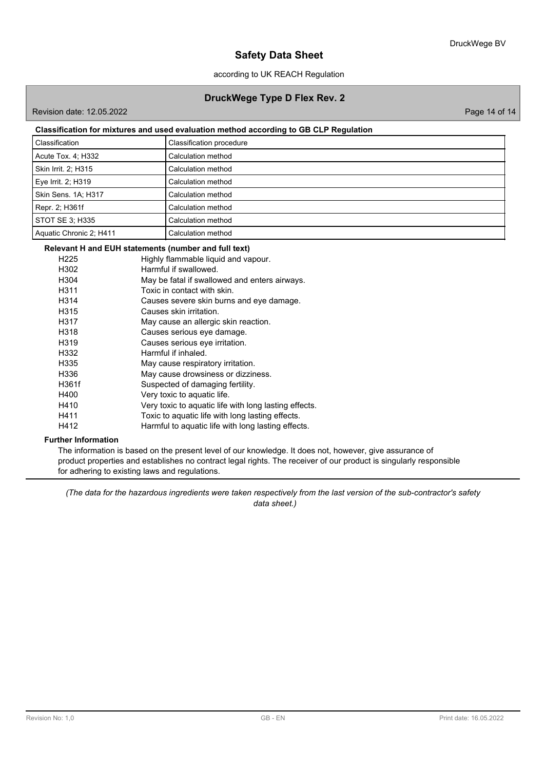**Classification for mixtures and used evaluation method according to GB CLP Regulation**

| Classification | Classification procedure |
|---|---|
| Acute Tox. 4; H332 | Calculation method |
| Skin Irrit. 2; H315 | Calculation method |
| Eye Irrit. 2; H319 | Calculation method |
| Skin Sens. 1A; H317 | Calculation method |
| Repr. 2; H361f | Calculation method |
| STOT SE 3; H335 | Calculation method |
| Aquatic Chronic 2; H411 | Calculation method |

**Relevant H and EUH statements (number and full text)**

| | |
|---|---|
| H225 | Highly flammable liquid and vapour. |
| H302 | Harmful if swallowed. |
| H304 | May be fatal if swallowed and enters airways. |
| H311 | Toxic in contact with skin. |
| H314 | Causes severe skin burns and eye damage. |
| H315 | Causes skin irritation. |
| H317 | May cause an allergic skin reaction. |
| H318 | Causes serious eye damage. |
| H319 | Causes serious eye irritation. |
| H332 | Harmful if inhaled. |
| H335 | May cause respiratory irritation. |
| H336 | May cause drowsiness or dizziness. |
| H361f | Suspected of damaging fertility. |
| H400 | Very toxic to aquatic life. |
| H410 | Very toxic to aquatic life with long lasting effects. |
| H411 | Toxic to aquatic life with long lasting effects. |
| H412 | Harmful to aquatic life with long lasting effects. |

**Further Information**

The information is based on the present level of our knowledge. It does not, however, give assurance of product properties and establishes no contract legal rights. The receiver of our product is singularly responsible for adhering to existing laws and regulations.

*(The data for the hazardous ingredients were taken respectively from the last version of the sub-contractor's safety data sheet.)*